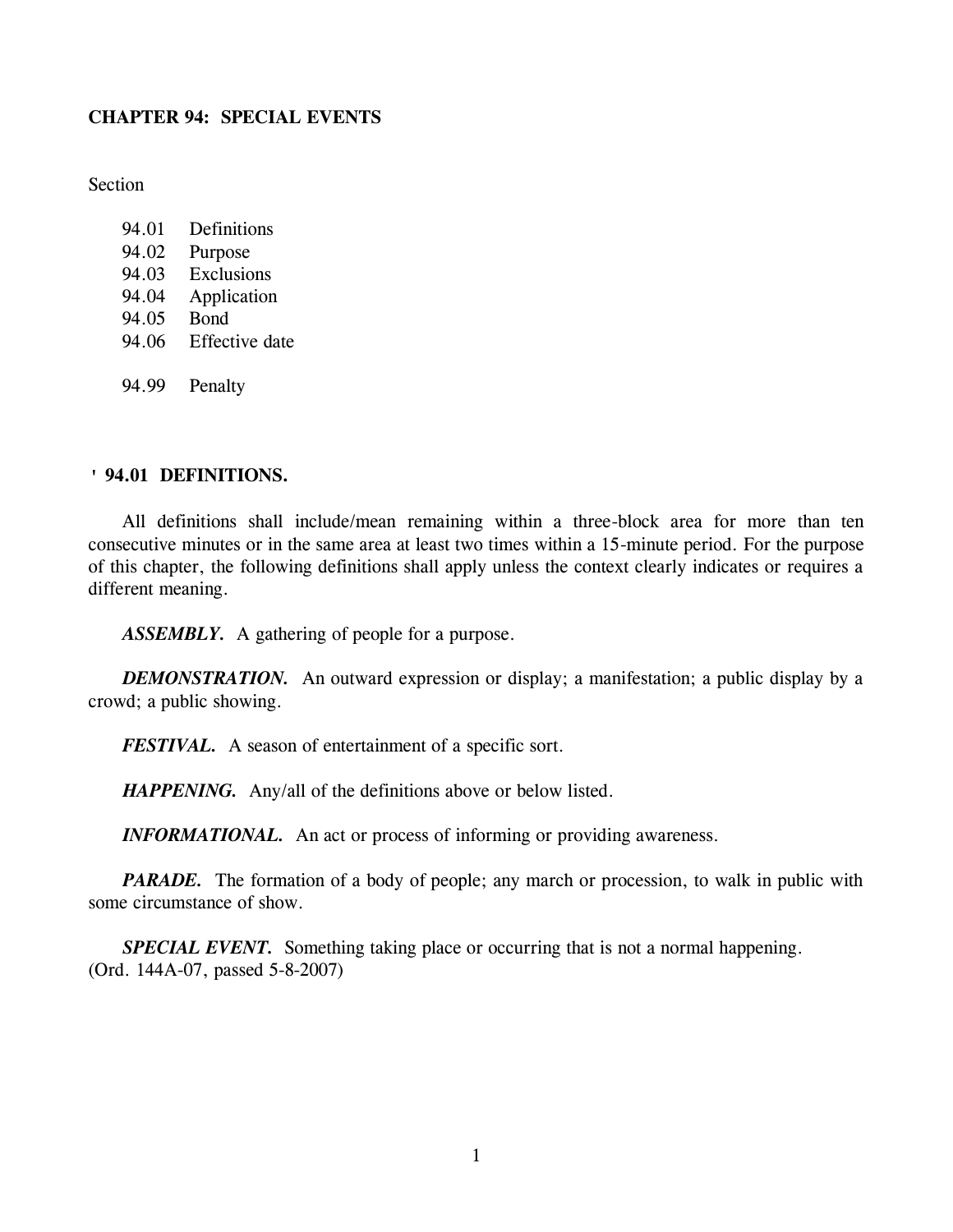# CHAPTER 94: SPECIAL EVENTS

Section

94.01 Definitions
94.02 Purpose
94.03 Exclusions
94.04 Application
94.05 Bond
94.06 Effective date

94.99 Penalty

## ' 94.01 DEFINITIONS.

All definitions shall include/mean remaining within a three-block area for more than ten consecutive minutes or in the same area at least two times within a 15-minute period. For the purpose of this chapter, the following definitions shall apply unless the context clearly indicates or requires a different meaning.

***ASSEMBLY.*** A gathering of people for a purpose.

***DEMONSTRATION.*** An outward expression or display; a manifestation; a public display by a crowd; a public showing.

***FESTIVAL.*** A season of entertainment of a specific sort.

***HAPPENING.*** Any/all of the definitions above or below listed.

***INFORMATIONAL.*** An act or process of informing or providing awareness.

***PARADE.*** The formation of a body of people; any march or procession, to walk in public with some circumstance of show.

***SPECIAL EVENT.*** Something taking place or occurring that is not a normal happening.
(Ord. 144A-07, passed 5-8-2007)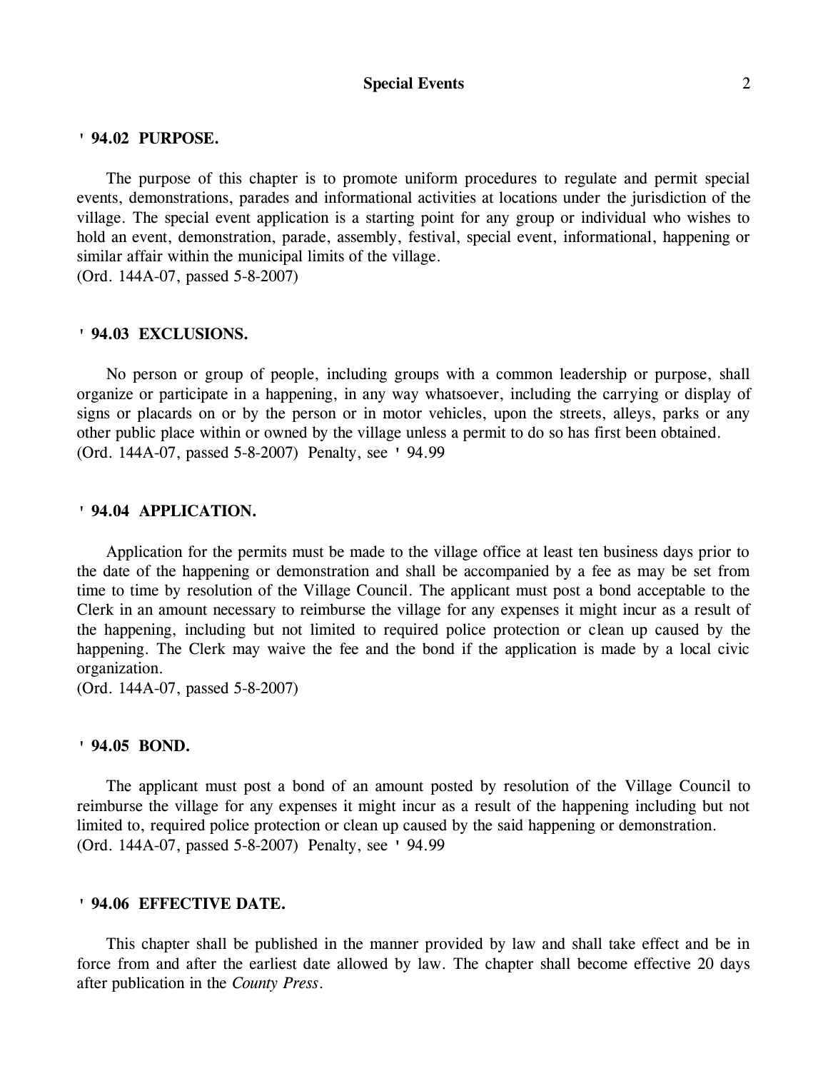## ' 94.02 PURPOSE.

The purpose of this chapter is to promote uniform procedures to regulate and permit special events, demonstrations, parades and informational activities at locations under the jurisdiction of the village. The special event application is a starting point for any group or individual who wishes to hold an event, demonstration, parade, assembly, festival, special event, informational, happening or similar affair within the municipal limits of the village.
(Ord. 144A-07, passed 5-8-2007)

## ' 94.03 EXCLUSIONS.

No person or group of people, including groups with a common leadership or purpose, shall organize or participate in a happening, in any way whatsoever, including the carrying or display of signs or placards on or by the person or in motor vehicles, upon the streets, alleys, parks or any other public place within or owned by the village unless a permit to do so has first been obtained.
(Ord. 144A-07, passed 5-8-2007) Penalty, see ' 94.99

## ' 94.04 APPLICATION.

Application for the permits must be made to the village office at least ten business days prior to the date of the happening or demonstration and shall be accompanied by a fee as may be set from time to time by resolution of the Village Council. The applicant must post a bond acceptable to the Clerk in an amount necessary to reimburse the village for any expenses it might incur as a result of the happening, including but not limited to required police protection or clean up caused by the happening. The Clerk may waive the fee and the bond if the application is made by a local civic organization.
(Ord. 144A-07, passed 5-8-2007)

## ' 94.05 BOND.

The applicant must post a bond of an amount posted by resolution of the Village Council to reimburse the village for any expenses it might incur as a result of the happening including but not limited to, required police protection or clean up caused by the said happening or demonstration.
(Ord. 144A-07, passed 5-8-2007) Penalty, see ' 94.99

## ' 94.06 EFFECTIVE DATE.

This chapter shall be published in the manner provided by law and shall take effect and be in force from and after the earliest date allowed by law. The chapter shall become effective 20 days after publication in the *County Press*.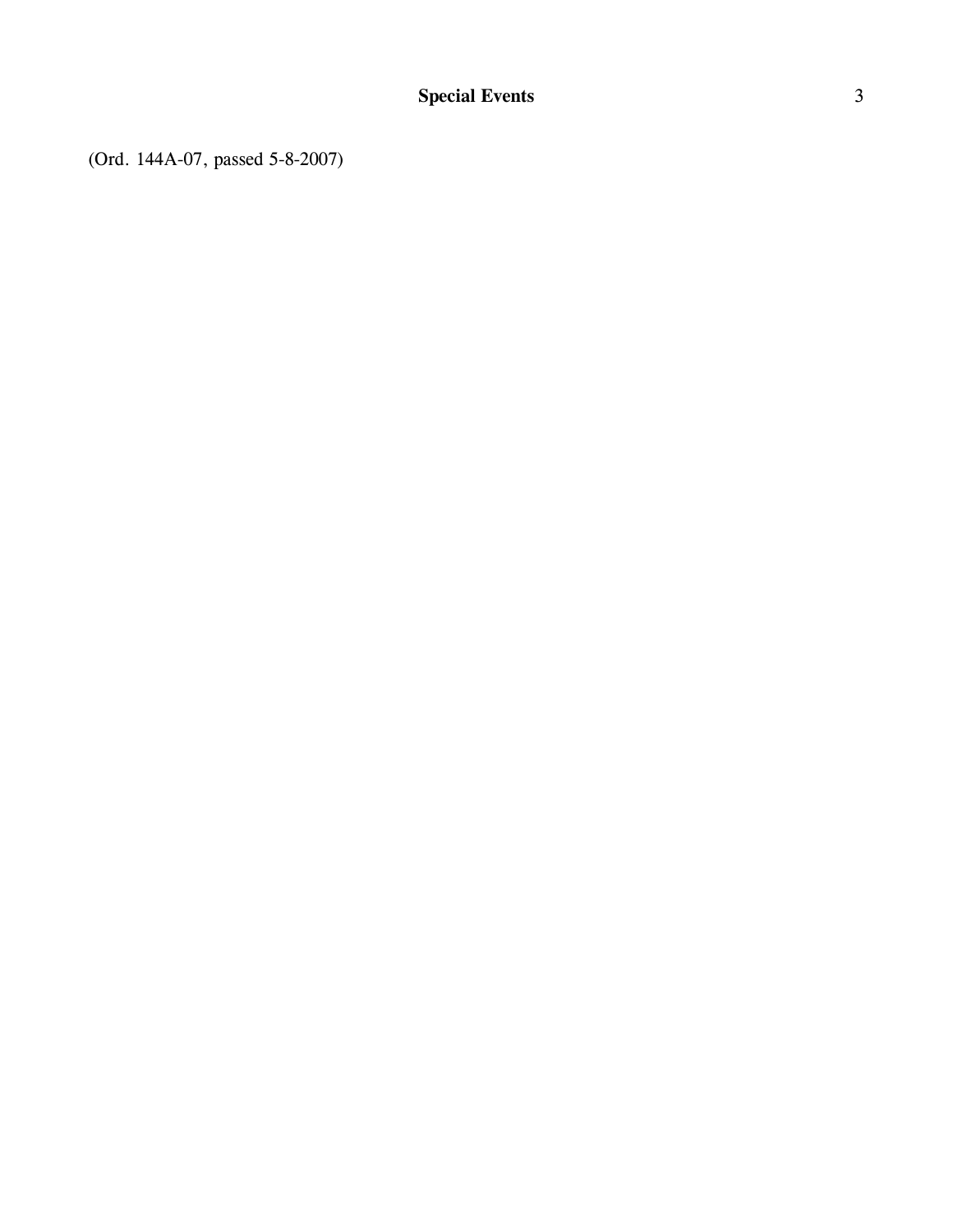(Ord. 144A-07, passed 5-8-2007)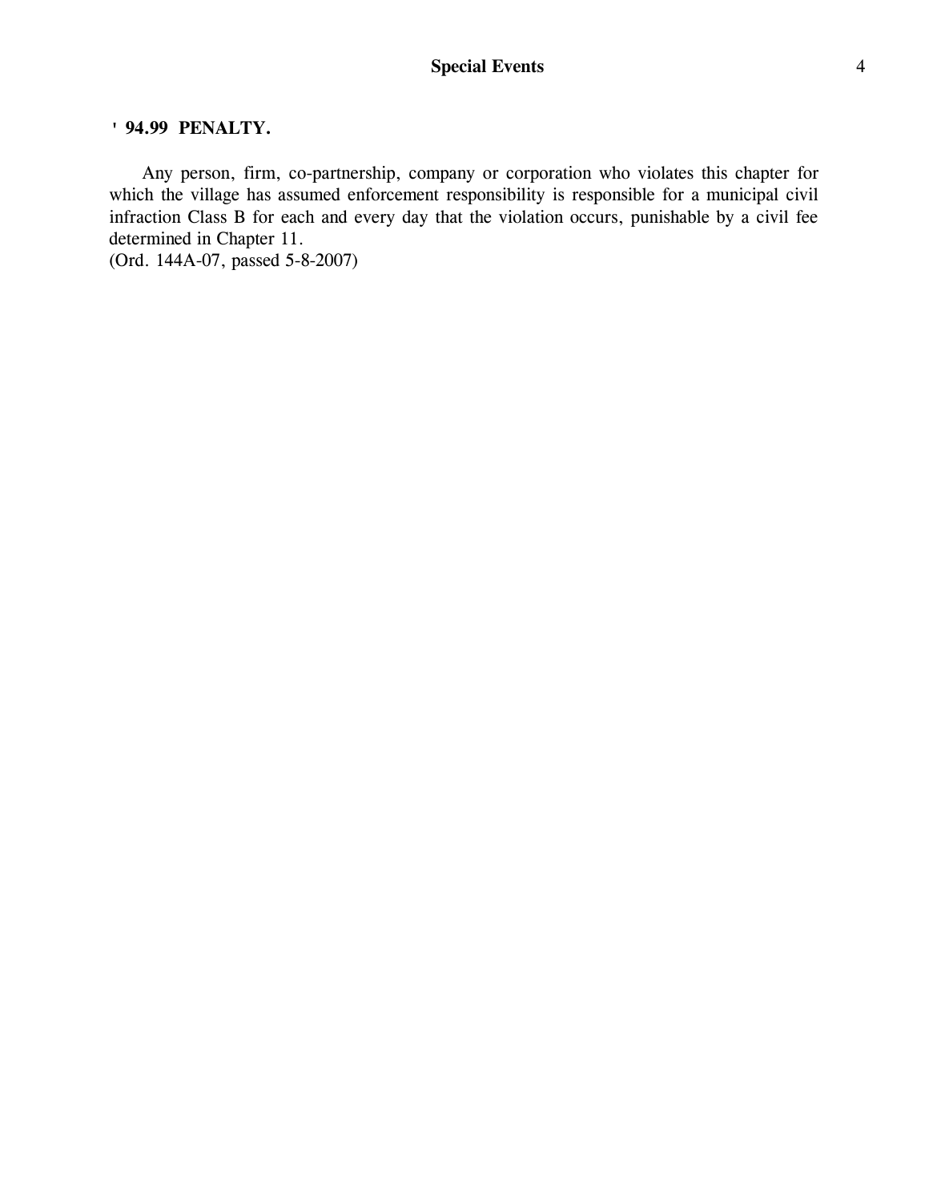### ' 94.99 PENALTY.

Any person, firm, co-partnership, company or corporation who violates this chapter for which the village has assumed enforcement responsibility is responsible for a municipal civil infraction Class B for each and every day that the violation occurs, punishable by a civil fee determined in Chapter 11.
(Ord. 144A-07, passed 5-8-2007)